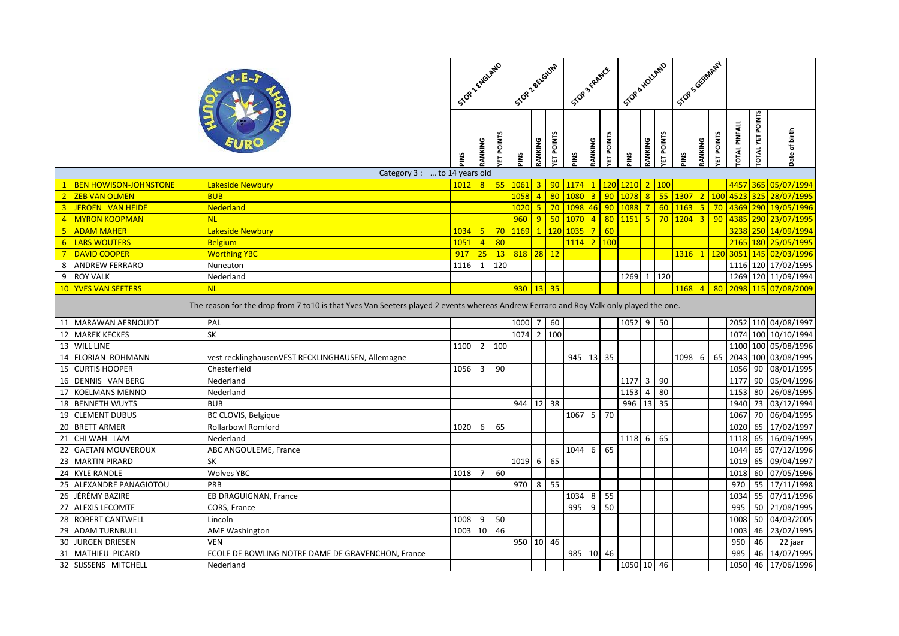| | | STOP 1 ENGLAND | | | STOP 2 BELGIUM | | | STOP 3 FRANCE | | | STOP 4 HOLLAND | | | STOP 5 GERMANY | | | | | |
|---|---|---|---|---|---|---|---|---|---|---|---|---|---|---|---|---|---|---|---|
| | | PINS | RANKING | YET POINTS | PINS | RANKING | YET POINTS | PINS | RANKING | YET POINTS | PINS | RANKING | YET POINTS | PINS | RANKING | YET POINTS | TOTAL PINFALL | TOTAL YET POINTS | Date of birth |
| Category 3 : … to 14 years old | | | | | | | | | | | | | | | | | | | |
| 1 BEN HOWISON-JOHNSTONE | Lakeside Newbury | 1012 | 8 | 55 | 1061 | 3 | 90 | 1174 | 1 | 120 | 1210 | 2 | 100 | | | | 4457 | 365 | 05/07/1994 |
| 2 ZEB VAN OLMEN | BUB | | | | 1058 | 4 | 80 | 1080 | 3 | 90 | 1078 | 8 | 55 | 1307 | 2 | 100 | 4523 | 325 | 28/07/1995 |
| 3 JEROEN VAN HEIDE | Nederland | | | | 1020 | 5 | 70 | 1098 | 46 | 90 | 1088 | 7 | 60 | 1163 | 5 | 70 | 4369 | 290 | 19/05/1996 |
| 4 MYRON KOOPMAN | NL | | | | 960 | 9 | 50 | 1070 | 4 | 80 | 1151 | 5 | 70 | 1204 | 3 | 90 | 4385 | 290 | 23/07/1995 |
| 5 ADAM MAHER | Lakeside Newbury | 1034 | 5 | 70 | 1169 | 1 | 120 | 1035 | 7 | 60 | | | | | | | 3238 | 250 | 14/09/1994 |
| 6 LARS WOUTERS | Belgium | 1051 | 4 | 80 | | | | 1114 | 2 | 100 | | | | | | | 2165 | 180 | 25/05/1995 |
| 7 DAVID COOPER | Worthing YBC | 917 | 25 | 13 | 818 | 28 | 12 | | | | | | | 1316 | 1 | 120 | 3051 | 145 | 02/03/1996 |
| 8 ANDREW FERRARO | Nuneaton | 1116 | 1 | 120 | | | | | | | | | | | | | 1116 | 120 | 17/02/1995 |
| 9 ROY VALK | Nederland | | | | | | | | | | 1269 | 1 | 120 | | | | 1269 | 120 | 11/09/1994 |
| 10 YVES VAN SEETERS | NL | | | | 930 | 13 | 35 | | | | | | | 1168 | 4 | 80 | 2098 | 115 | 07/08/2009 |
| The reason for the drop from 7 to10 is that Yves Van Seeters played 2 events whereas Andrew Ferraro and Roy Valk only played the one. | | | | | | | | | | | | | | | | | | | |
| 11 MARAWAN AERNOUDT | PAL | | | | 1000 | 7 | 60 | | | | 1052 | 9 | 50 | | | | 2052 | 110 | 04/08/1997 |
| 12 MAREK KECKES | SK | | | | 1074 | 2 | 100 | | | | | | | | | | 1074 | 100 | 10/10/1994 |
| 13 WILL LINE | | 1100 | 2 | 100 | | | | | | | | | | | | | 1100 | 100 | 05/08/1996 |
| 14 FLORIAN ROHMANN | vest recklinghausenVEST RECKLINGHAUSEN, Allemagne | | | | | | | 945 | 13 | 35 | | | | 1098 | 6 | 65 | 2043 | 100 | 03/08/1995 |
| 15 CURTIS HOOPER | Chesterfield | 1056 | 3 | 90 | | | | | | | | | | | | | 1056 | 90 | 08/01/1995 |
| 16 DENNIS VAN BERG | Nederland | | | | | | | | | | 1177 | 3 | 90 | | | | 1177 | 90 | 05/04/1996 |
| 17 KOELMANS MENNO | Nederland | | | | | | | | | | 1153 | 4 | 80 | | | | 1153 | 80 | 26/08/1995 |
| 18 BENNETH WUYTS | BUB | | | | 944 | 12 | 38 | | | | 996 | 13 | 35 | | | | 1940 | 73 | 03/12/1994 |
| 19 CLEMENT DUBUS | BC CLOVIS, Belgique | | | | | | | 1067 | 5 | 70 | | | | | | | 1067 | 70 | 06/04/1995 |
| 20 BRETT ARMER | Rollarbowl Romford | 1020 | 6 | 65 | | | | | | | | | | | | | 1020 | 65 | 17/02/1997 |
| 21 CHI WAH LAM | Nederland | | | | | | | | | | 1118 | 6 | 65 | | | | 1118 | 65 | 16/09/1995 |
| 22 GAETAN MOUVEROUX | ABC ANGOULEME, France | | | | | | | 1044 | 6 | 65 | | | | | | | 1044 | 65 | 07/12/1996 |
| 23 MARTIN PIRARD | SK | | | | 1019 | 6 | 65 | | | | | | | | | | 1019 | 65 | 09/04/1997 |
| 24 KYLE RANDLE | Wolves YBC | 1018 | 7 | 60 | | | | | | | | | | | | | 1018 | 60 | 07/05/1996 |
| 25 ALEXANDRE PANAGIOTOU | PRB | | | | 970 | 8 | 55 | | | | | | | | | | 970 | 55 | 17/11/1998 |
| 26 JÉRÉMY BAZIRE | EB DRAGUIGNAN, France | | | | | | | 1034 | 8 | 55 | | | | | | | 1034 | 55 | 07/11/1996 |
| 27 ALEXIS LECOMTE | CORS, France | | | | | | | 995 | 9 | 50 | | | | | | | 995 | 50 | 21/08/1995 |
| 28 ROBERT CANTWELL | Lincoln | 1008 | 9 | 50 | | | | | | | | | | | | | 1008 | 50 | 04/03/2005 |
| 29 ADAM TURNBULL | AMF Washington | 1003 | 10 | 46 | | | | | | | | | | | | | 1003 | 46 | 23/02/1995 |
| 30 JURGEN DRIESEN | VEN | | | | 950 | 10 | 46 | | | | | | | | | | 950 | 46 | 22 jaar |
| 31 MATHIEU PICARD | ECOLE DE BOWLING NOTRE DAME DE GRAVENCHON, France | | | | | | | 985 | 10 | 46 | | | | | | | 985 | 46 | 14/07/1995 |
| 32 SIJSSENS MITCHELL | Nederland | | | | | | | | | | 1050 | 10 | 46 | | | | 1050 | 46 | 17/06/1996 |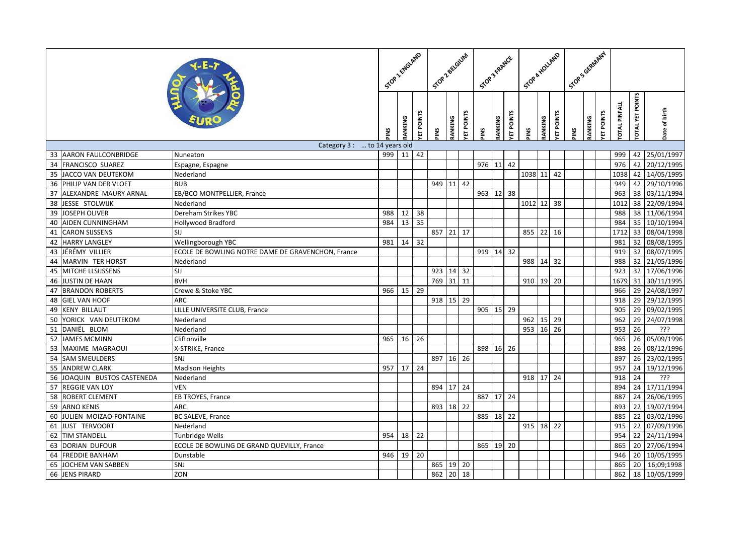| | | | STOP 1 ENGLAND | | | STOP 2 BELGIUM | | | STOP 3 FRANCE | | | STOP 4 HOLLAND | | | STOP 5 GERMANY | | | | | |
|---|---|---|---|---|---|---|---|---|---|---|---|---|---|---|---|---|---|---|---|---|---|
| | | | PINS | RANKING | YET POINTS | PINS | RANKING | YET POINTS | PINS | RANKING | YET POINTS | PINS | RANKING | YET POINTS | PINS | RANKING | YET POINTS | TOTAL PINFALL | TOTAL YET POINTS | Date of birth |
| | Category 3 : ... to 14 years old | | | | | | | | | | | | | | | | | | | |
| 33 | AARON FAULCONBRIDGE | Nuneaton | 999 | 11 | 42 | | | | | | | | | | | | | 999 | 42 | 25/01/1997 |
| 34 | FRANCISCO SUAREZ | Espagne, Espagne | | | | | | | 976 | 11 | 42 | | | | | | | 976 | 42 | 20/12/1995 |
| 35 | JACCO VAN DEUTEKOM | Nederland | | | | | | | | | | 1038 | 11 | 42 | | | | 1038 | 42 | 14/05/1995 |
| 36 | PHILIP VAN DER VLOET | BUB | | | | 949 | 11 | 42 | | | | | | | | | | 949 | 42 | 29/10/1996 |
| 37 | ALEXANDRE MAURY ARNAL | EB/BCO MONTPELLIER, France | | | | | | | 963 | 12 | 38 | | | | | | | 963 | 38 | 03/11/1994 |
| 38 | JESSE STOLWIJK | Nederland | | | | | | | | | | 1012 | 12 | 38 | | | | 1012 | 38 | 22/09/1994 |
| 39 | JOSEPH OLIVER | Dereham Strikes YBC | 988 | 12 | 38 | | | | | | | | | | | | | 988 | 38 | 11/06/1994 |
| 40 | AIDEN CUNNINGHAM | Hollywood Bradford | 984 | 13 | 35 | | | | | | | | | | | | | 984 | 35 | 10/10/1994 |
| 41 | CARON SIJSSENS | SIJ | | | | 857 | 21 | 17 | | | | 855 | 22 | 16 | | | | 1712 | 33 | 08/04/1998 |
| 42 | HARRY LANGLEY | Wellingborough YBC | 981 | 14 | 32 | | | | | | | | | | | | | 981 | 32 | 08/08/1995 |
| 43 | JÉRÉMY VILLIER | ECOLE DE BOWLING NOTRE DAME DE GRAVENCHON, France | | | | | | | 919 | 14 | 32 | | | | | | | 919 | 32 | 08/07/1995 |
| 44 | MARVIN TER HORST | Nederland | | | | | | | | | | 988 | 14 | 32 | | | | 988 | 32 | 21/05/1996 |
| 45 | MITCHE LLSIJSSENS | SIJ | | | | 923 | 14 | 32 | | | | | | | | | | 923 | 32 | 17/06/1996 |
| 46 | JUSTIN DE HAAN | BVH | | | | 769 | 31 | 11 | | | | 910 | 19 | 20 | | | | 1679 | 31 | 30/11/1995 |
| 47 | BRANDON ROBERTS | Crewe & Stoke YBC | 966 | 15 | 29 | | | | | | | | | | | | | 966 | 29 | 24/08/1997 |
| 48 | GIEL VAN HOOF | ARC | | | | 918 | 15 | 29 | | | | | | | | | | 918 | 29 | 29/12/1995 |
| 49 | KENY BILLAUT | LILLE UNIVERSITE CLUB, France | | | | | | | 905 | 15 | 29 | | | | | | | 905 | 29 | 09/02/1995 |
| 50 | YORICK VAN DEUTEKOM | Nederland | | | | | | | | | | 962 | 15 | 29 | | | | 962 | 29 | 24/07/1998 |
| 51 | DANIËL BLOM | Nederland | | | | | | | | | | 953 | 16 | 26 | | | | 953 | 26 | ??? |
| 52 | JAMES MCMINN | Cliftonville | 965 | 16 | 26 | | | | | | | | | | | | | 965 | 26 | 05/09/1996 |
| 53 | MAXIME MAGRAOUI | X-STRIKE, France | | | | | | | 898 | 16 | 26 | | | | | | | 898 | 26 | 08/12/1996 |
| 54 | SAM SMEULDERS | SNJ | | | | 897 | 16 | 26 | | | | | | | | | | 897 | 26 | 23/02/1995 |
| 55 | ANDREW CLARK | Madison Heights | 957 | 17 | 24 | | | | | | | | | | | | | 957 | 24 | 19/12/1996 |
| 56 | JOAQUIN BUSTOS CASTENEDA | Nederland | | | | | | | | | | 918 | 17 | 24 | | | | 918 | 24 | ??? |
| 57 | REGGIE VAN LOY | VEN | | | | 894 | 17 | 24 | | | | | | | | | | 894 | 24 | 17/11/1994 |
| 58 | ROBERT CLEMENT | EB TROYES, France | | | | | | | 887 | 17 | 24 | | | | | | | 887 | 24 | 26/06/1995 |
| 59 | ARNO KENIS | ARC | | | | 893 | 18 | 22 | | | | | | | | | | 893 | 22 | 19/07/1994 |
| 60 | JULIEN MOIZAO-FONTAINE | BC SALEVE, France | | | | | | | 885 | 18 | 22 | | | | | | | 885 | 22 | 03/02/1996 |
| 61 | JUST TERVOORT | Nederland | | | | | | | | | | 915 | 18 | 22 | | | | 915 | 22 | 07/09/1996 |
| 62 | TIM STANDELL | Tunbridge Wells | 954 | 18 | 22 | | | | | | | | | | | | | 954 | 22 | 24/11/1994 |
| 63 | DORIAN DUFOUR | ECOLE DE BOWLING DE GRAND QUEVILLY, France | | | | | | | 865 | 19 | 20 | | | | | | | 865 | 20 | 27/06/1994 |
| 64 | FREDDIE BANHAM | Dunstable | 946 | 19 | 20 | | | | | | | | | | | | | 946 | 20 | 10/05/1995 |
| 65 | JOCHEM VAN SABBEN | SNJ | | | | 865 | 19 | 20 | | | | | | | | | | 865 | 20 | 16;09;1998 |
| 66 | JENS PIRARD | ZON | | | | 862 | 20 | 18 | | | | | | | | | | 862 | 18 | 10/05/1999 |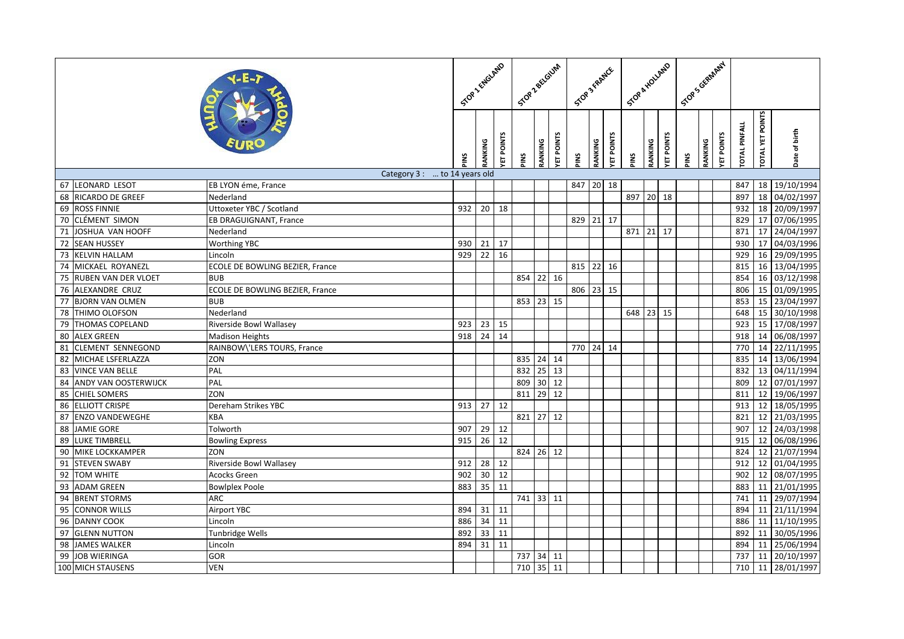| | | | STOP 1 ENGLAND | | | STOP 2 BELGIUM | | | STOP 3 FRANCE | | | STOP 4 HOLLAND | | | STOP 5 GERMANY | | | | | |
|---|---|---|---|---|---|---|---|---|---|---|---|---|---|---|---|---|---|---|---|---|---|
| | | | PINS | RANKING | YET POINTS | PINS | RANKING | YET POINTS | PINS | RANKING | YET POINTS | PINS | RANKING | YET POINTS | PINS | RANKING | YET POINTS | TOTAL PINFALL | TOTAL YET POINTS | Date of birth |
| | Category 3 : … to 14 years old | | | | | | | | | | | | | | | | | | | |
| 67 | LEONARD LESOT | EB LYON éme, France | | | | | | | 847 | 20 | 18 | | | | | | | 847 | 18 | 19/10/1994 |
| 68 | RICARDO DE GREEF | Nederland | | | | | | | | | | 897 | 20 | 18 | | | | 897 | 18 | 04/02/1997 |
| 69 | ROSS FINNIE | Uttoxeter YBC / Scotland | 932 | 20 | 18 | | | | | | | | | | | | | 932 | 18 | 20/09/1997 |
| 70 | CLÉMENT SIMON | EB DRAGUIGNANT, France | | | | | | | 829 | 21 | 17 | | | | | | | 829 | 17 | 07/06/1995 |
| 71 | JOSHUA VAN HOOFF | Nederland | | | | | | | | | | 871 | 21 | 17 | | | | 871 | 17 | 24/04/1997 |
| 72 | SEAN HUSSEY | Worthing YBC | 930 | 21 | 17 | | | | | | | | | | | | | 930 | 17 | 04/03/1996 |
| 73 | KELVIN HALLAM | Lincoln | 929 | 22 | 16 | | | | | | | | | | | | | 929 | 16 | 29/09/1995 |
| 74 | MICKAEL ROYANEZL | ECOLE DE BOWLING BEZIER, France | | | | | | | 815 | 22 | 16 | | | | | | | 815 | 16 | 13/04/1995 |
| 75 | RUBEN VAN DER VLOET | BUB | | | | 854 | 22 | 16 | | | | | | | | | | 854 | 16 | 03/12/1998 |
| 76 | ALEXANDRE CRUZ | ECOLE DE BOWLING BEZIER, France | | | | | | | 806 | 23 | 15 | | | | | | | 806 | 15 | 01/09/1995 |
| 77 | BJORN VAN OLMEN | BUB | | | | 853 | 23 | 15 | | | | | | | | | | 853 | 15 | 23/04/1997 |
| 78 | THIMO OLOFSON | Nederland | | | | | | | | | | 648 | 23 | 15 | | | | 648 | 15 | 30/10/1998 |
| 79 | THOMAS COPELAND | Riverside Bowl Wallasey | 923 | 23 | 15 | | | | | | | | | | | | | 923 | 15 | 17/08/1997 |
| 80 | ALEX GREEN | Madison Heights | 918 | 24 | 14 | | | | | | | | | | | | | 918 | 14 | 06/08/1997 |
| 81 | CLEMENT SENNEGOND | RAINBOW\'LERS TOURS, France | | | | | | | 770 | 24 | 14 | | | | | | | 770 | 14 | 22/11/1995 |
| 82 | MICHAE LSFERLAZZA | ZON | | | | 835 | 24 | 14 | | | | | | | | | | 835 | 14 | 13/06/1994 |
| 83 | VINCE VAN BELLE | PAL | | | | 832 | 25 | 13 | | | | | | | | | | 832 | 13 | 04/11/1994 |
| 84 | ANDY VAN OOSTERWIJCK | PAL | | | | 809 | 30 | 12 | | | | | | | | | | 809 | 12 | 07/01/1997 |
| 85 | CHIEL SOMERS | ZON | | | | 811 | 29 | 12 | | | | | | | | | | 811 | 12 | 19/06/1997 |
| 86 | ELLIOTT CRISPE | Dereham Strikes YBC | 913 | 27 | 12 | | | | | | | | | | | | | 913 | 12 | 18/05/1995 |
| 87 | ENZO VANDEWEGHE | KBA | | | | 821 | 27 | 12 | | | | | | | | | | 821 | 12 | 21/03/1995 |
| 88 | JAMIE GORE | Tolworth | 907 | 29 | 12 | | | | | | | | | | | | | 907 | 12 | 24/03/1998 |
| 89 | LUKE TIMBRELL | Bowling Express | 915 | 26 | 12 | | | | | | | | | | | | | 915 | 12 | 06/08/1996 |
| 90 | MIKE LOCKKAMPER | ZON | | | | 824 | 26 | 12 | | | | | | | | | | 824 | 12 | 21/07/1994 |
| 91 | STEVEN SWABY | Riverside Bowl Wallasey | 912 | 28 | 12 | | | | | | | | | | | | | 912 | 12 | 01/04/1995 |
| 92 | TOM WHITE | Acocks Green | 902 | 30 | 12 | | | | | | | | | | | | | 902 | 12 | 08/07/1995 |
| 93 | ADAM GREEN | Bowlplex Poole | 883 | 35 | 11 | | | | | | | | | | | | | 883 | 11 | 21/01/1995 |
| 94 | BRENT STORMS | ARC | | | | 741 | 33 | 11 | | | | | | | | | | 741 | 11 | 29/07/1994 |
| 95 | CONNOR WILLS | Airport YBC | 894 | 31 | 11 | | | | | | | | | | | | | 894 | 11 | 21/11/1994 |
| 96 | DANNY COOK | Lincoln | 886 | 34 | 11 | | | | | | | | | | | | | 886 | 11 | 11/10/1995 |
| 97 | GLENN NUTTON | Tunbridge Wells | 892 | 33 | 11 | | | | | | | | | | | | | 892 | 11 | 30/05/1996 |
| 98 | JAMES WALKER | Lincoln | 894 | 31 | 11 | | | | | | | | | | | | | 894 | 11 | 25/06/1994 |
| 99 | JOB WIERINGA | GOR | | | | 737 | 34 | 11 | | | | | | | | | | 737 | 11 | 20/10/1997 |
| 100 | MICH STAUSENS | VEN | | | | 710 | 35 | 11 | | | | | | | | | | 710 | 11 | 28/01/1997 |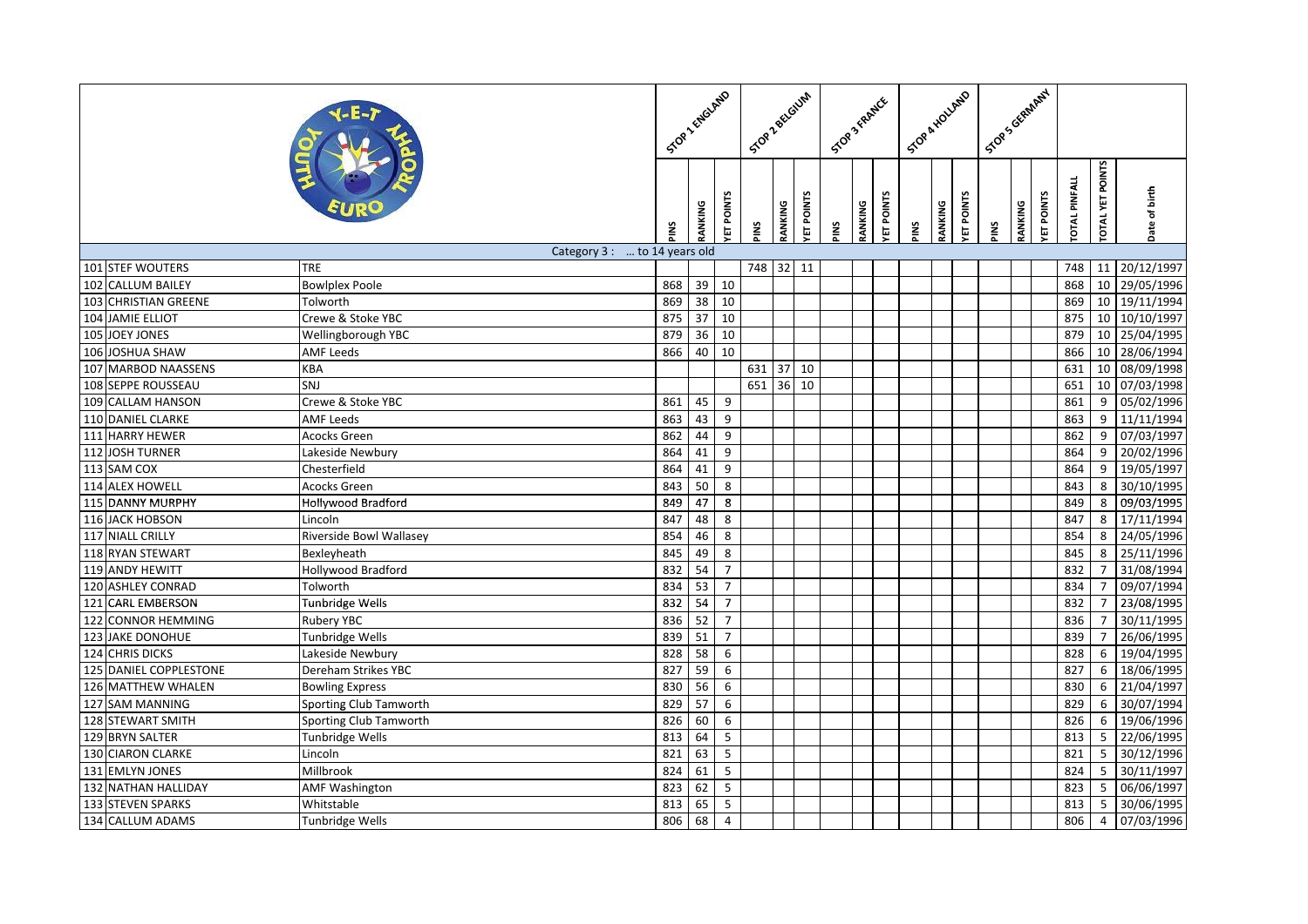| | | STOP 1 ENGLAND | | | STOP 2 BELGIUM | | | STOP 3 FRANCE | | | STOP 4 HOLLAND | | | STOP 5 GERMANY | | | | | |
|---|---|---|---|---|---|---|---|---|---|---|---|---|---|---|---|---|---|---|---|
| | | PINS | RANKING | YET POINTS | PINS | RANKING | YET POINTS | PINS | RANKING | YET POINTS | PINS | RANKING | YET POINTS | PINS | RANKING | YET POINTS | TOTAL PINFALL | TOTAL YET POINTS | Date of birth |
| Category 3 : ... to 14 years old | | | | | | | | | | | | | | | | | | | |
| 101 STEF WOUTERS | TRE | | | | 748 | 32 | 11 | | | | | | | | | | 748 | 11 | 20/12/1997 |
| 102 CALLUM BAILEY | Bowlplex Poole | 868 | 39 | 10 | | | | | | | | | | | | | 868 | 10 | 29/05/1996 |
| 103 CHRISTIAN GREENE | Tolworth | 869 | 38 | 10 | | | | | | | | | | | | | 869 | 10 | 19/11/1994 |
| 104 JAMIE ELLIOT | Crewe & Stoke YBC | 875 | 37 | 10 | | | | | | | | | | | | | 875 | 10 | 10/10/1997 |
| 105 JOEY JONES | Wellingborough YBC | 879 | 36 | 10 | | | | | | | | | | | | | 879 | 10 | 25/04/1995 |
| 106 JOSHUA SHAW | AMF Leeds | 866 | 40 | 10 | | | | | | | | | | | | | 866 | 10 | 28/06/1994 |
| 107 MARBOD NAASSENS | KBA | | | | 631 | 37 | 10 | | | | | | | | | | 631 | 10 | 08/09/1998 |
| 108 SEPPE ROUSSEAU | SNJ | | | | 651 | 36 | 10 | | | | | | | | | | 651 | 10 | 07/03/1998 |
| 109 CALLAM HANSON | Crewe & Stoke YBC | 861 | 45 | 9 | | | | | | | | | | | | | 861 | 9 | 05/02/1996 |
| 110 DANIEL CLARKE | AMF Leeds | 863 | 43 | 9 | | | | | | | | | | | | | 863 | 9 | 11/11/1994 |
| 111 HARRY HEWER | Acocks Green | 862 | 44 | 9 | | | | | | | | | | | | | 862 | 9 | 07/03/1997 |
| 112 JOSH TURNER | Lakeside Newbury | 864 | 41 | 9 | | | | | | | | | | | | | 864 | 9 | 20/02/1996 |
| 113 SAM COX | Chesterfield | 864 | 41 | 9 | | | | | | | | | | | | | 864 | 9 | 19/05/1997 |
| 114 ALEX HOWELL | Acocks Green | 843 | 50 | 8 | | | | | | | | | | | | | 843 | 8 | 30/10/1995 |
| 115 DANNY MURPHY | Hollywood Bradford | 849 | 47 | 8 | | | | | | | | | | | | | 849 | 8 | 09/03/1995 |
| 116 JACK HOBSON | Lincoln | 847 | 48 | 8 | | | | | | | | | | | | | 847 | 8 | 17/11/1994 |
| 117 NIALL CRILLY | Riverside Bowl Wallasey | 854 | 46 | 8 | | | | | | | | | | | | | 854 | 8 | 24/05/1996 |
| 118 RYAN STEWART | Bexleyheath | 845 | 49 | 8 | | | | | | | | | | | | | 845 | 8 | 25/11/1996 |
| 119 ANDY HEWITT | Hollywood Bradford | 832 | 54 | 7 | | | | | | | | | | | | | 832 | 7 | 31/08/1994 |
| 120 ASHLEY CONRAD | Tolworth | 834 | 53 | 7 | | | | | | | | | | | | | 834 | 7 | 09/07/1994 |
| 121 CARL EMBERSON | Tunbridge Wells | 832 | 54 | 7 | | | | | | | | | | | | | 832 | 7 | 23/08/1995 |
| 122 CONNOR HEMMING | Rubery YBC | 836 | 52 | 7 | | | | | | | | | | | | | 836 | 7 | 30/11/1995 |
| 123 JAKE DONOHUE | Tunbridge Wells | 839 | 51 | 7 | | | | | | | | | | | | | 839 | 7 | 26/06/1995 |
| 124 CHRIS DICKS | Lakeside Newbury | 828 | 58 | 6 | | | | | | | | | | | | | 828 | 6 | 19/04/1995 |
| 125 DANIEL COPPLESTONE | Dereham Strikes YBC | 827 | 59 | 6 | | | | | | | | | | | | | 827 | 6 | 18/06/1995 |
| 126 MATTHEW WHALEN | Bowling Express | 830 | 56 | 6 | | | | | | | | | | | | | 830 | 6 | 21/04/1997 |
| 127 SAM MANNING | Sporting Club Tamworth | 829 | 57 | 6 | | | | | | | | | | | | | 829 | 6 | 30/07/1994 |
| 128 STEWART SMITH | Sporting Club Tamworth | 826 | 60 | 6 | | | | | | | | | | | | | 826 | 6 | 19/06/1996 |
| 129 BRYN SALTER | Tunbridge Wells | 813 | 64 | 5 | | | | | | | | | | | | | 813 | 5 | 22/06/1995 |
| 130 CIARON CLARKE | Lincoln | 821 | 63 | 5 | | | | | | | | | | | | | 821 | 5 | 30/12/1996 |
| 131 EMLYN JONES | Millbrook | 824 | 61 | 5 | | | | | | | | | | | | | 824 | 5 | 30/11/1997 |
| 132 NATHAN HALLIDAY | AMF Washington | 823 | 62 | 5 | | | | | | | | | | | | | 823 | 5 | 06/06/1997 |
| 133 STEVEN SPARKS | Whitstable | 813 | 65 | 5 | | | | | | | | | | | | | 813 | 5 | 30/06/1995 |
| 134 CALLUM ADAMS | Tunbridge Wells | 806 | 68 | 4 | | | | | | | | | | | | | 806 | 4 | 07/03/1996 |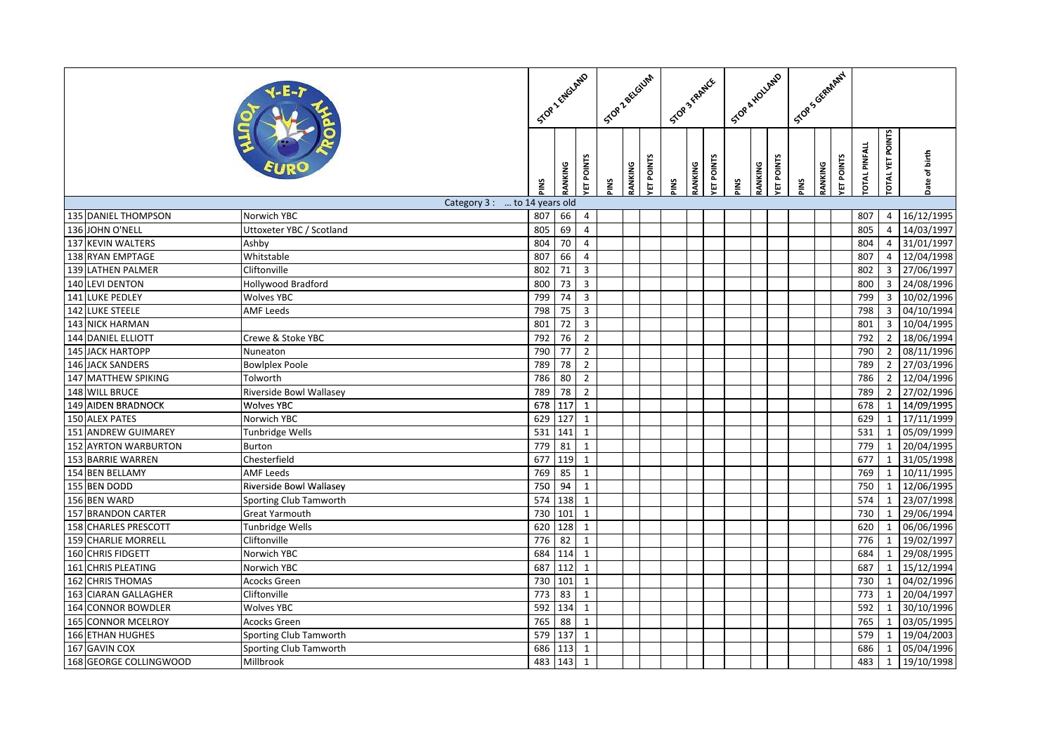| | | STOP 1 ENGLAND | | | STOP 2 BELGIUM | | | STOP 3 FRANCE | | | STOP 4 HOLLAND | | | STOP 5 GERMANY | | | | | |
|---|---|---|---|---|---|---|---|---|---|---|---|---|---|---|---|---|---|---|---|
| | | PINS | RANKING | YET POINTS | PINS | RANKING | YET POINTS | PINS | RANKING | YET POINTS | PINS | RANKING | YET POINTS | PINS | RANKING | YET POINTS | TOTAL PINFALL | TOTAL YET POINTS | Date of birth |
| Category 3 : ... to 14 years old | | | | | | | | | | | | | | | | | | | |
| 135 DANIEL THOMPSON | Norwich YBC | 807 | 66 | 4 | | | | | | | | | | | | | 807 | 4 | 16/12/1995 |
| 136 JOHN O'NELL | Uttoxeter YBC / Scotland | 805 | 69 | 4 | | | | | | | | | | | | | 805 | 4 | 14/03/1997 |
| 137 KEVIN WALTERS | Ashby | 804 | 70 | 4 | | | | | | | | | | | | | 804 | 4 | 31/01/1997 |
| 138 RYAN EMPTAGE | Whitstable | 807 | 66 | 4 | | | | | | | | | | | | | 807 | 4 | 12/04/1998 |
| 139 LATHEN PALMER | Cliftonville | 802 | 71 | 3 | | | | | | | | | | | | | 802 | 3 | 27/06/1997 |
| 140 LEVI DENTON | Hollywood Bradford | 800 | 73 | 3 | | | | | | | | | | | | | 800 | 3 | 24/08/1996 |
| 141 LUKE PEDLEY | Wolves YBC | 799 | 74 | 3 | | | | | | | | | | | | | 799 | 3 | 10/02/1996 |
| 142 LUKE STEELE | AMF Leeds | 798 | 75 | 3 | | | | | | | | | | | | | 798 | 3 | 04/10/1994 |
| 143 NICK HARMAN | | 801 | 72 | 3 | | | | | | | | | | | | | 801 | 3 | 10/04/1995 |
| 144 DANIEL ELLIOTT | Crewe & Stoke YBC | 792 | 76 | 2 | | | | | | | | | | | | | 792 | 2 | 18/06/1994 |
| 145 JACK HARTOPP | Nuneaton | 790 | 77 | 2 | | | | | | | | | | | | | 790 | 2 | 08/11/1996 |
| 146 JACK SANDERS | Bowlplex Poole | 789 | 78 | 2 | | | | | | | | | | | | | 789 | 2 | 27/03/1996 |
| 147 MATTHEW SPIKING | Tolworth | 786 | 80 | 2 | | | | | | | | | | | | | 786 | 2 | 12/04/1996 |
| 148 WILL BRUCE | Riverside Bowl Wallasey | 789 | 78 | 2 | | | | | | | | | | | | | 789 | 2 | 27/02/1996 |
| 149 AIDEN BRADNOCK | Wolves YBC | 678 | 117 | 1 | | | | | | | | | | | | | 678 | 1 | 14/09/1995 |
| 150 ALEX PATES | Norwich YBC | 629 | 127 | 1 | | | | | | | | | | | | | 629 | 1 | 17/11/1999 |
| 151 ANDREW GUIMAREY | Tunbridge Wells | 531 | 141 | 1 | | | | | | | | | | | | | 531 | 1 | 05/09/1999 |
| 152 AYRTON WARBURTON | Burton | 779 | 81 | 1 | | | | | | | | | | | | | 779 | 1 | 20/04/1995 |
| 153 BARRIE WARREN | Chesterfield | 677 | 119 | 1 | | | | | | | | | | | | | 677 | 1 | 31/05/1998 |
| 154 BEN BELLAMY | AMF Leeds | 769 | 85 | 1 | | | | | | | | | | | | | 769 | 1 | 10/11/1995 |
| 155 BEN DODD | Riverside Bowl Wallasey | 750 | 94 | 1 | | | | | | | | | | | | | 750 | 1 | 12/06/1995 |
| 156 BEN WARD | Sporting Club Tamworth | 574 | 138 | 1 | | | | | | | | | | | | | 574 | 1 | 23/07/1998 |
| 157 BRANDON CARTER | Great Yarmouth | 730 | 101 | 1 | | | | | | | | | | | | | 730 | 1 | 29/06/1994 |
| 158 CHARLES PRESCOTT | Tunbridge Wells | 620 | 128 | 1 | | | | | | | | | | | | | 620 | 1 | 06/06/1996 |
| 159 CHARLIE MORRELL | Cliftonville | 776 | 82 | 1 | | | | | | | | | | | | | 776 | 1 | 19/02/1997 |
| 160 CHRIS FIDGETT | Norwich YBC | 684 | 114 | 1 | | | | | | | | | | | | | 684 | 1 | 29/08/1995 |
| 161 CHRIS PLEATING | Norwich YBC | 687 | 112 | 1 | | | | | | | | | | | | | 687 | 1 | 15/12/1994 |
| 162 CHRIS THOMAS | Acocks Green | 730 | 101 | 1 | | | | | | | | | | | | | 730 | 1 | 04/02/1996 |
| 163 CIARAN GALLAGHER | Cliftonville | 773 | 83 | 1 | | | | | | | | | | | | | 773 | 1 | 20/04/1997 |
| 164 CONNOR BOWDLER | Wolves YBC | 592 | 134 | 1 | | | | | | | | | | | | | 592 | 1 | 30/10/1996 |
| 165 CONNOR MCELROY | Acocks Green | 765 | 88 | 1 | | | | | | | | | | | | | 765 | 1 | 03/05/1995 |
| 166 ETHAN HUGHES | Sporting Club Tamworth | 579 | 137 | 1 | | | | | | | | | | | | | 579 | 1 | 19/04/2003 |
| 167 GAVIN COX | Sporting Club Tamworth | 686 | 113 | 1 | | | | | | | | | | | | | 686 | 1 | 05/04/1996 |
| 168 GEORGE COLLINGWOOD | Millbrook | 483 | 143 | 1 | | | | | | | | | | | | | 483 | 1 | 19/10/1998 |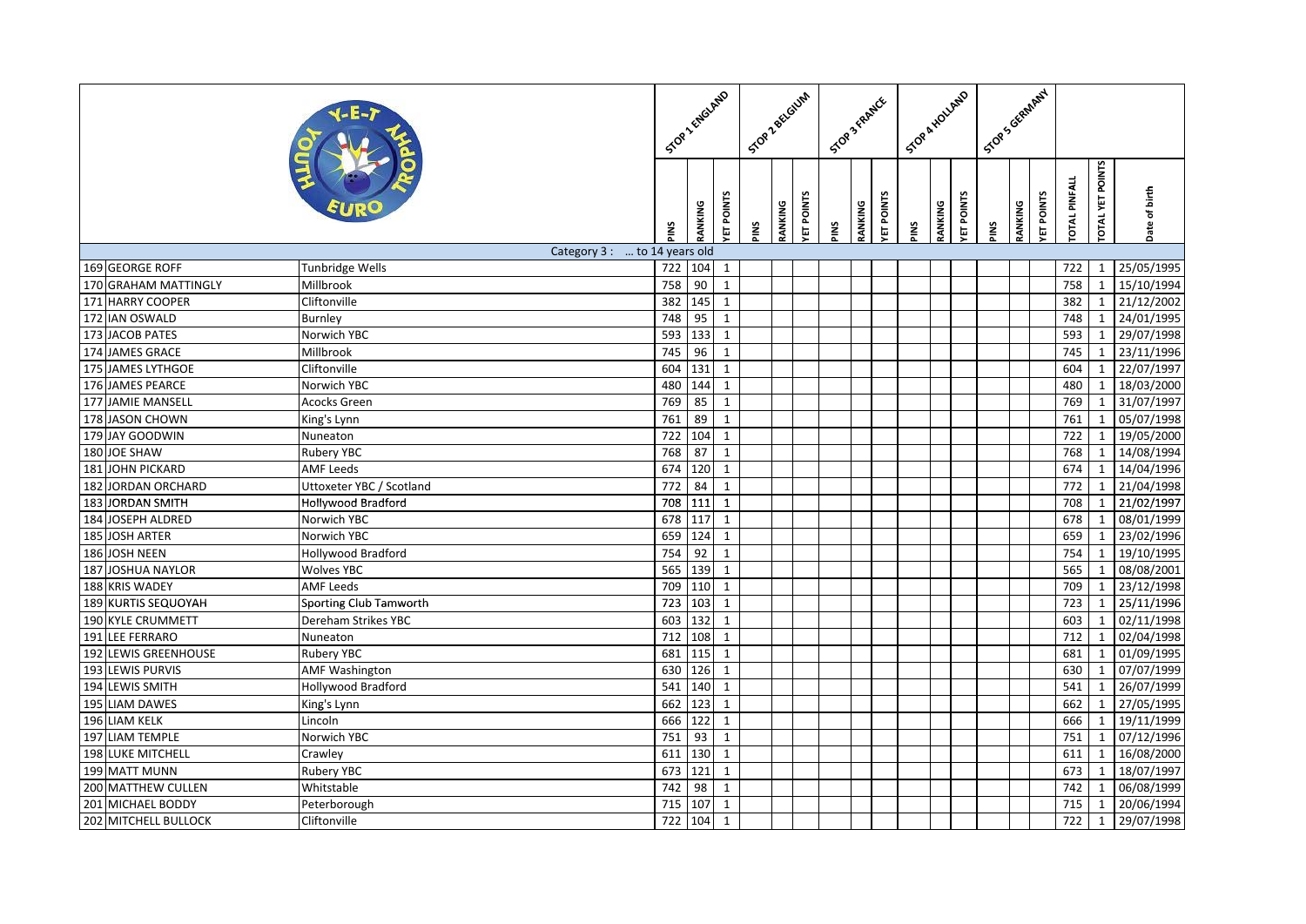| | | STOP 1 ENGLAND | | | STOP 2 BELGIUM | | | STOP 3 FRANCE | | | STOP 4 HOLLAND | | | STOP 5 GERMANY | | | | | |
|---|---|---|---|---|---|---|---|---|---|---|---|---|---|---|---|---|---|---|---|
| | | PINS | RANKING | YET POINTS | PINS | RANKING | YET POINTS | PINS | RANKING | YET POINTS | PINS | RANKING | YET POINTS | PINS | RANKING | YET POINTS | TOTAL PINFALL | TOTAL YET POINTS | Date of birth |
| Category 3 : … to 14 years old | | | | | | | | | | | | | | | | | | | |
| 169 GEORGE ROFF | Tunbridge Wells | 722 | 104 | 1 | | | | | | | | | | | | | 722 | 1 | 25/05/1995 |
| 170 GRAHAM MATTINGLY | Millbrook | 758 | 90 | 1 | | | | | | | | | | | | | 758 | 1 | 15/10/1994 |
| 171 HARRY COOPER | Cliftonville | 382 | 145 | 1 | | | | | | | | | | | | | 382 | 1 | 21/12/2002 |
| 172 IAN OSWALD | Burnley | 748 | 95 | 1 | | | | | | | | | | | | | 748 | 1 | 24/01/1995 |
| 173 JACOB PATES | Norwich YBC | 593 | 133 | 1 | | | | | | | | | | | | | 593 | 1 | 29/07/1998 |
| 174 JAMES GRACE | Millbrook | 745 | 96 | 1 | | | | | | | | | | | | | 745 | 1 | 23/11/1996 |
| 175 JAMES LYTHGOE | Cliftonville | 604 | 131 | 1 | | | | | | | | | | | | | 604 | 1 | 22/07/1997 |
| 176 JAMES PEARCE | Norwich YBC | 480 | 144 | 1 | | | | | | | | | | | | | 480 | 1 | 18/03/2000 |
| 177 JAMIE MANSELL | Acocks Green | 769 | 85 | 1 | | | | | | | | | | | | | 769 | 1 | 31/07/1997 |
| 178 JASON CHOWN | King's Lynn | 761 | 89 | 1 | | | | | | | | | | | | | 761 | 1 | 05/07/1998 |
| 179 JAY GOODWIN | Nuneaton | 722 | 104 | 1 | | | | | | | | | | | | | 722 | 1 | 19/05/2000 |
| 180 JOE SHAW | Rubery YBC | 768 | 87 | 1 | | | | | | | | | | | | | 768 | 1 | 14/08/1994 |
| 181 JOHN PICKARD | AMF Leeds | 674 | 120 | 1 | | | | | | | | | | | | | 674 | 1 | 14/04/1996 |
| 182 JORDAN ORCHARD | Uttoxeter YBC / Scotland | 772 | 84 | 1 | | | | | | | | | | | | | 772 | 1 | 21/04/1998 |
| 183 JORDAN SMITH | Hollywood Bradford | 708 | 111 | 1 | | | | | | | | | | | | | 708 | 1 | 21/02/1997 |
| 184 JOSEPH ALDRED | Norwich YBC | 678 | 117 | 1 | | | | | | | | | | | | | 678 | 1 | 08/01/1999 |
| 185 JOSH ARTER | Norwich YBC | 659 | 124 | 1 | | | | | | | | | | | | | 659 | 1 | 23/02/1996 |
| 186 JOSH NEEN | Hollywood Bradford | 754 | 92 | 1 | | | | | | | | | | | | | 754 | 1 | 19/10/1995 |
| 187 JOSHUA NAYLOR | Wolves YBC | 565 | 139 | 1 | | | | | | | | | | | | | 565 | 1 | 08/08/2001 |
| 188 KRIS WADEY | AMF Leeds | 709 | 110 | 1 | | | | | | | | | | | | | 709 | 1 | 23/12/1998 |
| 189 KURTIS SEQUOYAH | Sporting Club Tamworth | 723 | 103 | 1 | | | | | | | | | | | | | 723 | 1 | 25/11/1996 |
| 190 KYLE CRUMMETT | Dereham Strikes YBC | 603 | 132 | 1 | | | | | | | | | | | | | 603 | 1 | 02/11/1998 |
| 191 LEE FERRARO | Nuneaton | 712 | 108 | 1 | | | | | | | | | | | | | 712 | 1 | 02/04/1998 |
| 192 LEWIS GREENHOUSE | Rubery YBC | 681 | 115 | 1 | | | | | | | | | | | | | 681 | 1 | 01/09/1995 |
| 193 LEWIS PURVIS | AMF Washington | 630 | 126 | 1 | | | | | | | | | | | | | 630 | 1 | 07/07/1999 |
| 194 LEWIS SMITH | Hollywood Bradford | 541 | 140 | 1 | | | | | | | | | | | | | 541 | 1 | 26/07/1999 |
| 195 LIAM DAWES | King's Lynn | 662 | 123 | 1 | | | | | | | | | | | | | 662 | 1 | 27/05/1995 |
| 196 LIAM KELK | Lincoln | 666 | 122 | 1 | | | | | | | | | | | | | 666 | 1 | 19/11/1999 |
| 197 LIAM TEMPLE | Norwich YBC | 751 | 93 | 1 | | | | | | | | | | | | | 751 | 1 | 07/12/1996 |
| 198 LUKE MITCHELL | Crawley | 611 | 130 | 1 | | | | | | | | | | | | | 611 | 1 | 16/08/2000 |
| 199 MATT MUNN | Rubery YBC | 673 | 121 | 1 | | | | | | | | | | | | | 673 | 1 | 18/07/1997 |
| 200 MATTHEW CULLEN | Whitstable | 742 | 98 | 1 | | | | | | | | | | | | | 742 | 1 | 06/08/1999 |
| 201 MICHAEL BODDY | Peterborough | 715 | 107 | 1 | | | | | | | | | | | | | 715 | 1 | 20/06/1994 |
| 202 MITCHELL BULLOCK | Cliftonville | 722 | 104 | 1 | | | | | | | | | | | | | 722 | 1 | 29/07/1998 |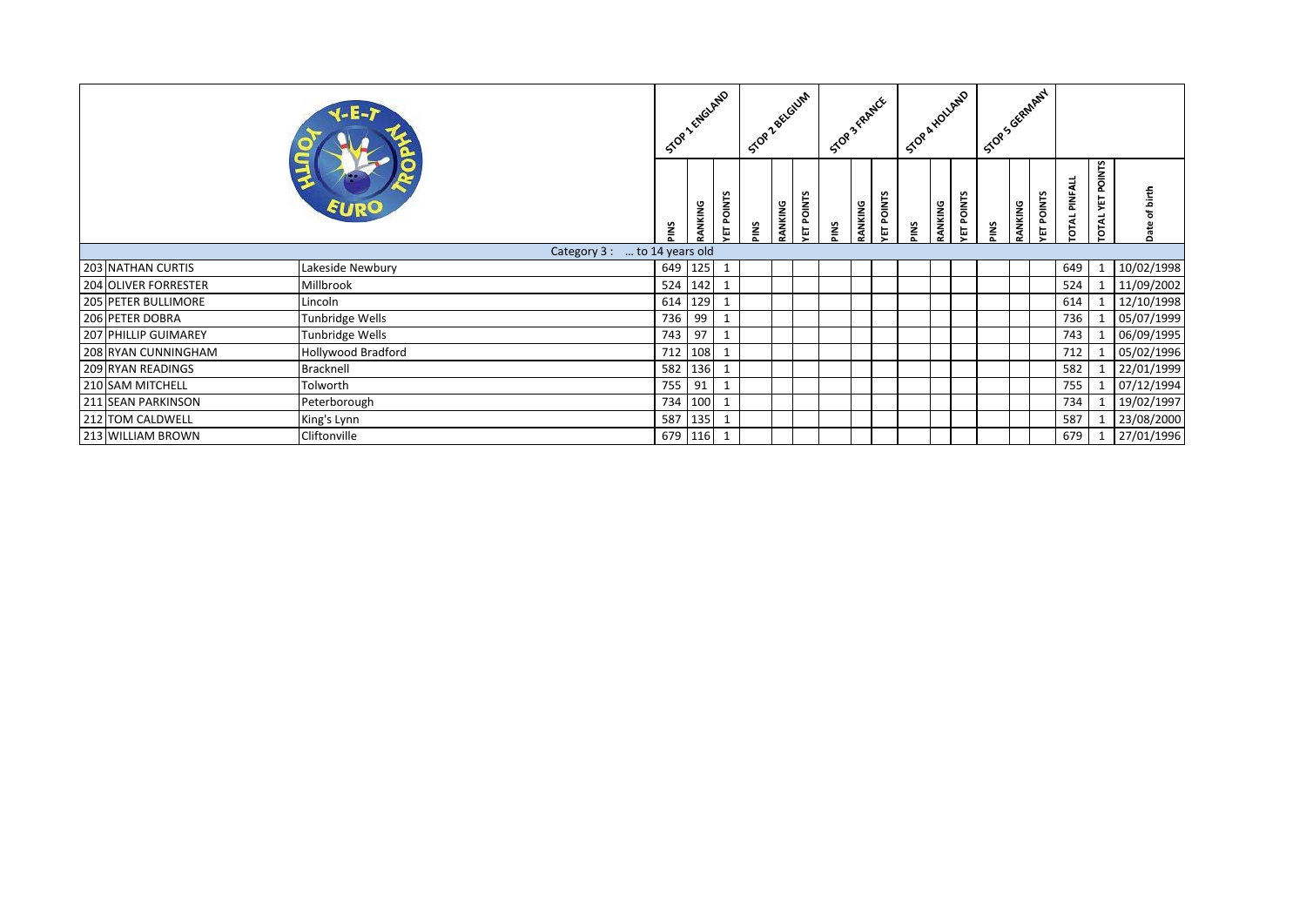| | | | STOP 1 ENGLAND | | | STOP 2 BELGIUM | | | STOP 3 FRANCE | | | STOP 4 HOLLAND | | | STOP 5 GERMANY | | | | | |
|---|---|---|---|---|---|---|---|---|---|---|---|---|---|---|---|---|---|---|---|---|
| | | | PINS | RANKING | YET POINTS | PINS | RANKING | YET POINTS | PINS | RANKING | YET POINTS | PINS | RANKING | YET POINTS | PINS | RANKING | YET POINTS | TOTAL PINFALL | TOTAL YET POINTS | Date of birth |
| Category 3 : ... to 14 years old | | | | | | | | | | | | | | | | | | | | |
| 203 | NATHAN CURTIS | Lakeside Newbury | 649 | 125 | 1 | | | | | | | | | | | | | 649 | 1 | 10/02/1998 |
| 204 | OLIVER FORRESTER | Millbrook | 524 | 142 | 1 | | | | | | | | | | | | | 524 | 1 | 11/09/2002 |
| 205 | PETER BULLIMORE | Lincoln | 614 | 129 | 1 | | | | | | | | | | | | | 614 | 1 | 12/10/1998 |
| 206 | PETER DOBRA | Tunbridge Wells | 736 | 99 | 1 | | | | | | | | | | | | | 736 | 1 | 05/07/1999 |
| 207 | PHILLIP GUIMAREY | Tunbridge Wells | 743 | 97 | 1 | | | | | | | | | | | | | 743 | 1 | 06/09/1995 |
| 208 | RYAN CUNNINGHAM | Hollywood Bradford | 712 | 108 | 1 | | | | | | | | | | | | | 712 | 1 | 05/02/1996 |
| 209 | RYAN READINGS | Bracknell | 582 | 136 | 1 | | | | | | | | | | | | | 582 | 1 | 22/01/1999 |
| 210 | SAM MITCHELL | Tolworth | 755 | 91 | 1 | | | | | | | | | | | | | 755 | 1 | 07/12/1994 |
| 211 | SEAN PARKINSON | Peterborough | 734 | 100 | 1 | | | | | | | | | | | | | 734 | 1 | 19/02/1997 |
| 212 | TOM CALDWELL | King's Lynn | 587 | 135 | 1 | | | | | | | | | | | | | 587 | 1 | 23/08/2000 |
| 213 | WILLIAM BROWN | Cliftonville | 679 | 116 | 1 | | | | | | | | | | | | | 679 | 1 | 27/01/1996 |